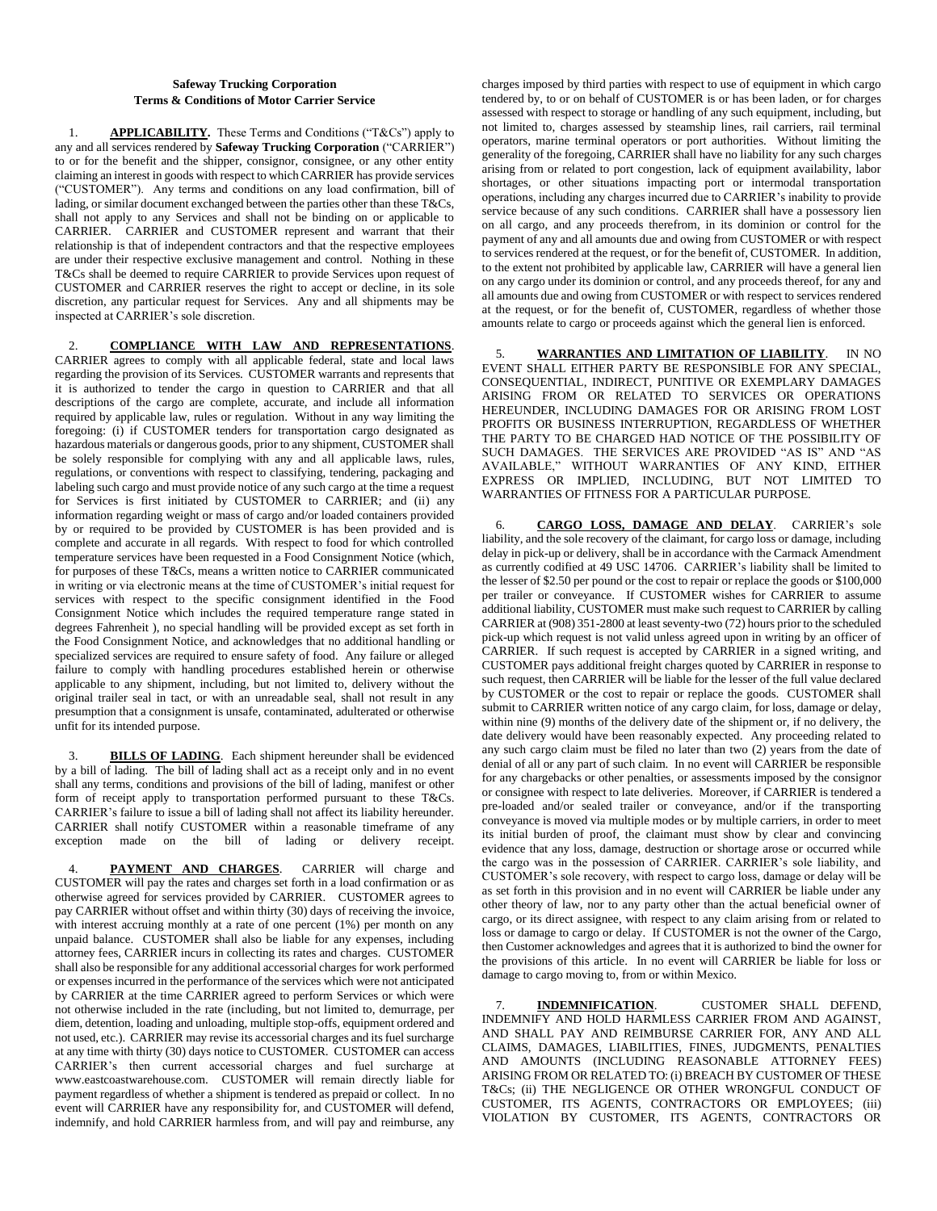**Safeway Trucking Corporation**
**Terms & Conditions of Motor Carrier Service**

1. **APPLICABILITY.** These Terms and Conditions ("T&Cs") apply to any and all services rendered by **Safeway Trucking Corporation** ("CARRIER") to or for the benefit and the shipper, consignor, consignee, or any other entity claiming an interest in goods with respect to which CARRIER has provide services ("CUSTOMER"). Any terms and conditions on any load confirmation, bill of lading, or similar document exchanged between the parties other than these T&Cs, shall not apply to any Services and shall not be binding on or applicable to CARRIER. CARRIER and CUSTOMER represent and warrant that their relationship is that of independent contractors and that the respective employees are under their respective exclusive management and control. Nothing in these T&Cs shall be deemed to require CARRIER to provide Services upon request of CUSTOMER and CARRIER reserves the right to accept or decline, in its sole discretion, any particular request for Services. Any and all shipments may be inspected at CARRIER's sole discretion.

2. **COMPLIANCE WITH LAW AND REPRESENTATIONS**. CARRIER agrees to comply with all applicable federal, state and local laws regarding the provision of its Services. CUSTOMER warrants and represents that it is authorized to tender the cargo in question to CARRIER and that all descriptions of the cargo are complete, accurate, and include all information required by applicable law, rules or regulation. Without in any way limiting the foregoing: (i) if CUSTOMER tenders for transportation cargo designated as hazardous materials or dangerous goods, prior to any shipment, CUSTOMER shall be solely responsible for complying with any and all applicable laws, rules, regulations, or conventions with respect to classifying, tendering, packaging and labeling such cargo and must provide notice of any such cargo at the time a request for Services is first initiated by CUSTOMER to CARRIER; and (ii) any information regarding weight or mass of cargo and/or loaded containers provided by or required to be provided by CUSTOMER is has been provided and is complete and accurate in all regards. With respect to food for which controlled temperature services have been requested in a Food Consignment Notice (which, for purposes of these T&Cs, means a written notice to CARRIER communicated in writing or via electronic means at the time of CUSTOMER's initial request for services with respect to the specific consignment identified in the Food Consignment Notice which includes the required temperature range stated in degrees Fahrenheit ), no special handling will be provided except as set forth in the Food Consignment Notice, and acknowledges that no additional handling or specialized services are required to ensure safety of food. Any failure or alleged failure to comply with handling procedures established herein or otherwise applicable to any shipment, including, but not limited to, delivery without the original trailer seal in tact, or with an unreadable seal, shall not result in any presumption that a consignment is unsafe, contaminated, adulterated or otherwise unfit for its intended purpose.

3. **BILLS OF LADING**. Each shipment hereunder shall be evidenced by a bill of lading. The bill of lading shall act as a receipt only and in no event shall any terms, conditions and provisions of the bill of lading, manifest or other form of receipt apply to transportation performed pursuant to these T&Cs. CARRIER's failure to issue a bill of lading shall not affect its liability hereunder. CARRIER shall notify CUSTOMER within a reasonable timeframe of any exception made on the bill of lading or delivery receipt.

4. **PAYMENT AND CHARGES**. CARRIER will charge and CUSTOMER will pay the rates and charges set forth in a load confirmation or as otherwise agreed for services provided by CARRIER. CUSTOMER agrees to pay CARRIER without offset and within thirty (30) days of receiving the invoice, with interest accruing monthly at a rate of one percent (1%) per month on any unpaid balance. CUSTOMER shall also be liable for any expenses, including attorney fees, CARRIER incurs in collecting its rates and charges. CUSTOMER shall also be responsible for any additional accessorial charges for work performed or expenses incurred in the performance of the services which were not anticipated by CARRIER at the time CARRIER agreed to perform Services or which were not otherwise included in the rate (including, but not limited to, demurrage, per diem, detention, loading and unloading, multiple stop-offs, equipment ordered and not used, etc.). CARRIER may revise its accessorial charges and its fuel surcharge at any time with thirty (30) days notice to CUSTOMER. CUSTOMER can access CARRIER's then current accessorial charges and fuel surcharge at www.eastcoastwarehouse.com. CUSTOMER will remain directly liable for payment regardless of whether a shipment is tendered as prepaid or collect. In no event will CARRIER have any responsibility for, and CUSTOMER will defend, indemnify, and hold CARRIER harmless from, and will pay and reimburse, any charges imposed by third parties with respect to use of equipment in which cargo tendered by, to or on behalf of CUSTOMER is or has been laden, or for charges assessed with respect to storage or handling of any such equipment, including, but not limited to, charges assessed by steamship lines, rail carriers, rail terminal operators, marine terminal operators or port authorities. Without limiting the generality of the foregoing, CARRIER shall have no liability for any such charges arising from or related to port congestion, lack of equipment availability, labor shortages, or other situations impacting port or intermodal transportation operations, including any charges incurred due to CARRIER's inability to provide service because of any such conditions. CARRIER shall have a possessory lien on all cargo, and any proceeds therefrom, in its dominion or control for the payment of any and all amounts due and owing from CUSTOMER or with respect to services rendered at the request, or for the benefit of, CUSTOMER. In addition, to the extent not prohibited by applicable law, CARRIER will have a general lien on any cargo under its dominion or control, and any proceeds thereof, for any and all amounts due and owing from CUSTOMER or with respect to services rendered at the request, or for the benefit of, CUSTOMER, regardless of whether those amounts relate to cargo or proceeds against which the general lien is enforced.

5. **WARRANTIES AND LIMITATION OF LIABILITY**. IN NO EVENT SHALL EITHER PARTY BE RESPONSIBLE FOR ANY SPECIAL, CONSEQUENTIAL, INDIRECT, PUNITIVE OR EXEMPLARY DAMAGES ARISING FROM OR RELATED TO SERVICES OR OPERATIONS HEREUNDER, INCLUDING DAMAGES FOR OR ARISING FROM LOST PROFITS OR BUSINESS INTERRUPTION, REGARDLESS OF WHETHER THE PARTY TO BE CHARGED HAD NOTICE OF THE POSSIBILITY OF SUCH DAMAGES. THE SERVICES ARE PROVIDED "AS IS" AND "AS AVAILABLE," WITHOUT WARRANTIES OF ANY KIND, EITHER EXPRESS OR IMPLIED, INCLUDING, BUT NOT LIMITED TO WARRANTIES OF FITNESS FOR A PARTICULAR PURPOSE.

6. **CARGO LOSS, DAMAGE AND DELAY**. CARRIER's sole liability, and the sole recovery of the claimant, for cargo loss or damage, including delay in pick-up or delivery, shall be in accordance with the Carmack Amendment as currently codified at 49 USC 14706. CARRIER's liability shall be limited to the lesser of $2.50 per pound or the cost to repair or replace the goods or $100,000 per trailer or conveyance. If CUSTOMER wishes for CARRIER to assume additional liability, CUSTOMER must make such request to CARRIER by calling CARRIER at (908) 351-2800 at least seventy-two (72) hours prior to the scheduled pick-up which request is not valid unless agreed upon in writing by an officer of CARRIER. If such request is accepted by CARRIER in a signed writing, and CUSTOMER pays additional freight charges quoted by CARRIER in response to such request, then CARRIER will be liable for the lesser of the full value declared by CUSTOMER or the cost to repair or replace the goods. CUSTOMER shall submit to CARRIER written notice of any cargo claim, for loss, damage or delay, within nine (9) months of the delivery date of the shipment or, if no delivery, the date delivery would have been reasonably expected. Any proceeding related to any such cargo claim must be filed no later than two (2) years from the date of denial of all or any part of such claim. In no event will CARRIER be responsible for any chargebacks or other penalties, or assessments imposed by the consignor or consignee with respect to late deliveries. Moreover, if CARRIER is tendered a pre-loaded and/or sealed trailer or conveyance, and/or if the transporting conveyance is moved via multiple modes or by multiple carriers, in order to meet its initial burden of proof, the claimant must show by clear and convincing evidence that any loss, damage, destruction or shortage arose or occurred while the cargo was in the possession of CARRIER. CARRIER's sole liability, and CUSTOMER's sole recovery, with respect to cargo loss, damage or delay will be as set forth in this provision and in no event will CARRIER be liable under any other theory of law, nor to any party other than the actual beneficial owner of cargo, or its direct assignee, with respect to any claim arising from or related to loss or damage to cargo or delay. If CUSTOMER is not the owner of the Cargo, then Customer acknowledges and agrees that it is authorized to bind the owner for the provisions of this article. In no event will CARRIER be liable for loss or damage to cargo moving to, from or within Mexico.

7. **INDEMNIFICATION**. CUSTOMER SHALL DEFEND, INDEMNIFY AND HOLD HARMLESS CARRIER FROM AND AGAINST, AND SHALL PAY AND REIMBURSE CARRIER FOR, ANY AND ALL CLAIMS, DAMAGES, LIABILITIES, FINES, JUDGMENTS, PENALTIES AND AMOUNTS (INCLUDING REASONABLE ATTORNEY FEES) ARISING FROM OR RELATED TO: (i) BREACH BY CUSTOMER OF THESE T&Cs; (ii) THE NEGLIGENCE OR OTHER WRONGFUL CONDUCT OF CUSTOMER, ITS AGENTS, CONTRACTORS OR EMPLOYEES; (iii) VIOLATION BY CUSTOMER, ITS AGENTS, CONTRACTORS OR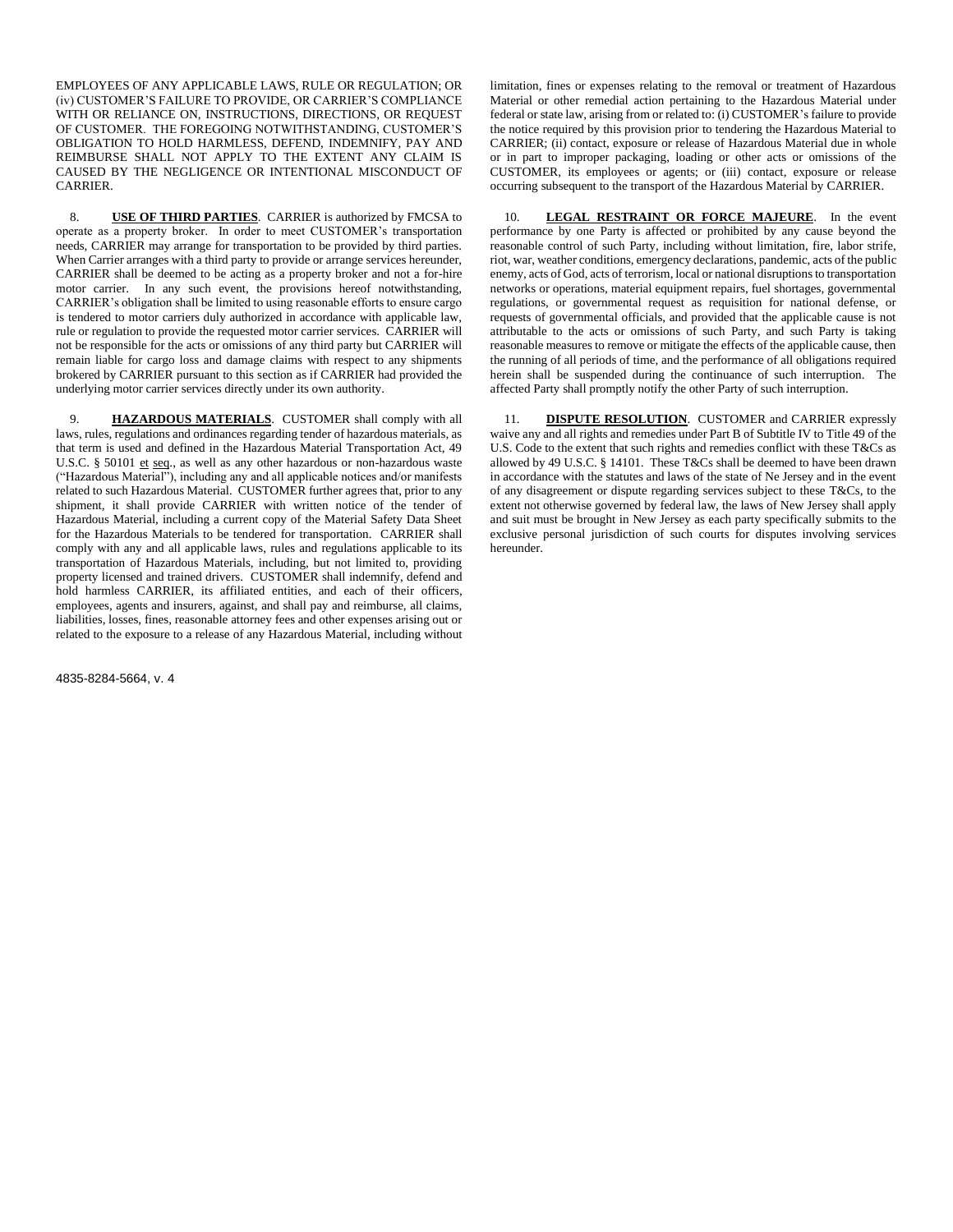EMPLOYEES OF ANY APPLICABLE LAWS, RULE OR REGULATION; OR (iv) CUSTOMER'S FAILURE TO PROVIDE, OR CARRIER'S COMPLIANCE WITH OR RELIANCE ON, INSTRUCTIONS, DIRECTIONS, OR REQUEST OF CUSTOMER. THE FOREGOING NOTWITHSTANDING, CUSTOMER'S OBLIGATION TO HOLD HARMLESS, DEFEND, INDEMNIFY, PAY AND REIMBURSE SHALL NOT APPLY TO THE EXTENT ANY CLAIM IS CAUSED BY THE NEGLIGENCE OR INTENTIONAL MISCONDUCT OF CARRIER.

8. **USE OF THIRD PARTIES**. CARRIER is authorized by FMCSA to operate as a property broker. In order to meet CUSTOMER's transportation needs, CARRIER may arrange for transportation to be provided by third parties. When Carrier arranges with a third party to provide or arrange services hereunder, CARRIER shall be deemed to be acting as a property broker and not a for-hire motor carrier. In any such event, the provisions hereof notwithstanding, CARRIER's obligation shall be limited to using reasonable efforts to ensure cargo is tendered to motor carriers duly authorized in accordance with applicable law, rule or regulation to provide the requested motor carrier services. CARRIER will not be responsible for the acts or omissions of any third party but CARRIER will remain liable for cargo loss and damage claims with respect to any shipments brokered by CARRIER pursuant to this section as if CARRIER had provided the underlying motor carrier services directly under its own authority.

9. **HAZARDOUS MATERIALS**. CUSTOMER shall comply with all laws, rules, regulations and ordinances regarding tender of hazardous materials, as that term is used and defined in the Hazardous Material Transportation Act, 49 U.S.C. § 50101 et seq., as well as any other hazardous or non-hazardous waste ("Hazardous Material"), including any and all applicable notices and/or manifests related to such Hazardous Material. CUSTOMER further agrees that, prior to any shipment, it shall provide CARRIER with written notice of the tender of Hazardous Material, including a current copy of the Material Safety Data Sheet for the Hazardous Materials to be tendered for transportation. CARRIER shall comply with any and all applicable laws, rules and regulations applicable to its transportation of Hazardous Materials, including, but not limited to, providing property licensed and trained drivers. CUSTOMER shall indemnify, defend and hold harmless CARRIER, its affiliated entities, and each of their officers, employees, agents and insurers, against, and shall pay and reimburse, all claims, liabilities, losses, fines, reasonable attorney fees and other expenses arising out or related to the exposure to a release of any Hazardous Material, including without limitation, fines or expenses relating to the removal or treatment of Hazardous Material or other remedial action pertaining to the Hazardous Material under federal or state law, arising from or related to: (i) CUSTOMER's failure to provide the notice required by this provision prior to tendering the Hazardous Material to CARRIER; (ii) contact, exposure or release of Hazardous Material due in whole or in part to improper packaging, loading or other acts or omissions of the CUSTOMER, its employees or agents; or (iii) contact, exposure or release occurring subsequent to the transport of the Hazardous Material by CARRIER.

10. **LEGAL RESTRAINT OR FORCE MAJEURE**. In the event performance by one Party is affected or prohibited by any cause beyond the reasonable control of such Party, including without limitation, fire, labor strife, riot, war, weather conditions, emergency declarations, pandemic, acts of the public enemy, acts of God, acts of terrorism, local or national disruptions to transportation networks or operations, material equipment repairs, fuel shortages, governmental regulations, or governmental request as requisition for national defense, or requests of governmental officials, and provided that the applicable cause is not attributable to the acts or omissions of such Party, and such Party is taking reasonable measures to remove or mitigate the effects of the applicable cause, then the running of all periods of time, and the performance of all obligations required herein shall be suspended during the continuance of such interruption. The affected Party shall promptly notify the other Party of such interruption.

11. **DISPUTE RESOLUTION**. CUSTOMER and CARRIER expressly waive any and all rights and remedies under Part B of Subtitle IV to Title 49 of the U.S. Code to the extent that such rights and remedies conflict with these T&Cs as allowed by 49 U.S.C. § 14101. These T&Cs shall be deemed to have been drawn in accordance with the statutes and laws of the state of Ne Jersey and in the event of any disagreement or dispute regarding services subject to these T&Cs, to the extent not otherwise governed by federal law, the laws of New Jersey shall apply and suit must be brought in New Jersey as each party specifically submits to the exclusive personal jurisdiction of such courts for disputes involving services hereunder.

4835-8284-5664, v. 4